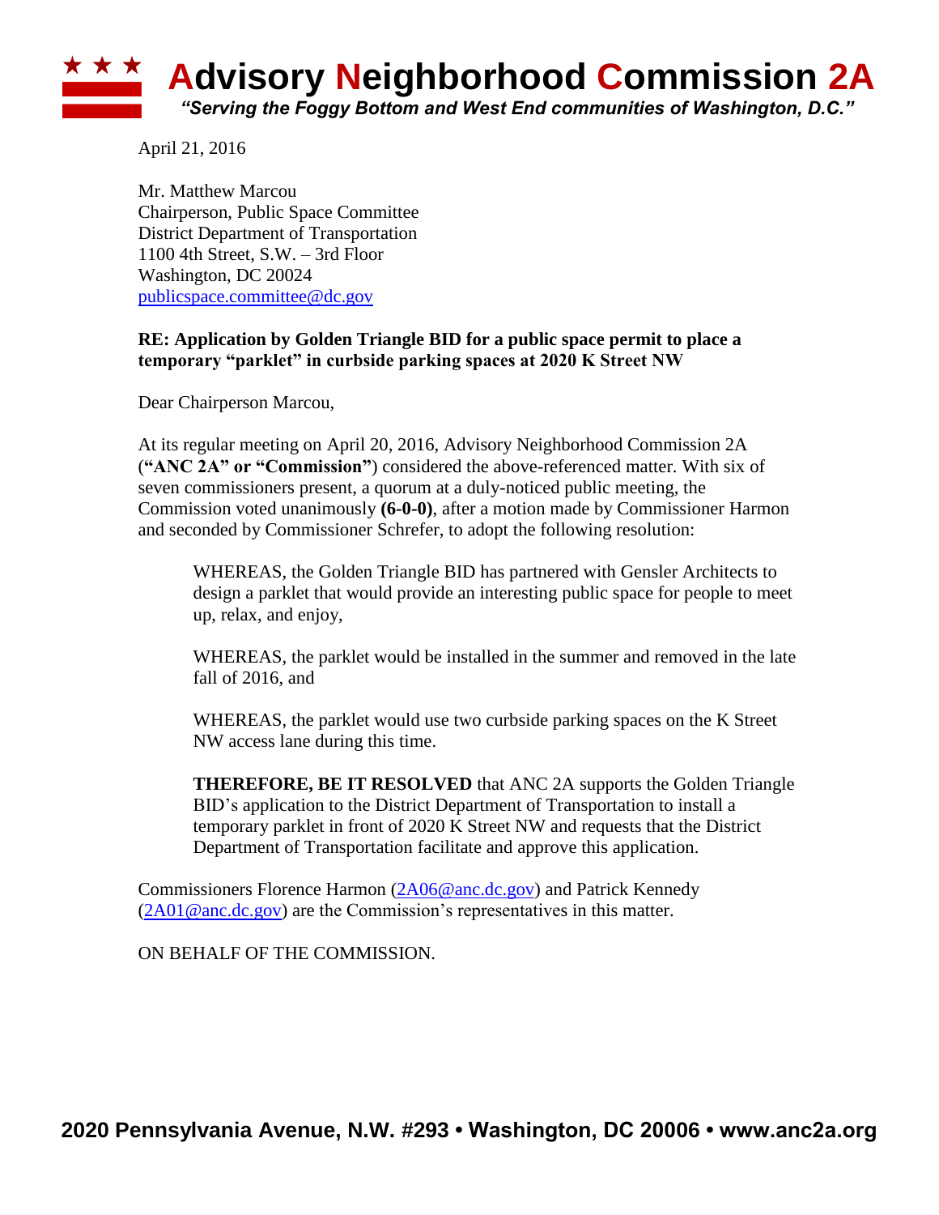# Advisory Neighborhood Commission 2A

*"Serving the Foggy Bottom and West End communities of Washington, D.C."*

April 21, 2016

Mr. Matthew Marcou
Chairperson, Public Space Committee
District Department of Transportation
1100 4th Street, S.W. – 3rd Floor
Washington, DC 20024
publicspace.committee@dc.gov

**RE: Application by Golden Triangle BID for a public space permit to place a temporary "parklet" in curbside parking spaces at 2020 K Street NW**

Dear Chairperson Marcou,

At its regular meeting on April 20, 2016, Advisory Neighborhood Commission 2A (**"ANC 2A" or "Commission"**) considered the above-referenced matter. With six of seven commissioners present, a quorum at a duly-noticed public meeting, the Commission voted unanimously **(6-0-0)**, after a motion made by Commissioner Harmon and seconded by Commissioner Schrefer, to adopt the following resolution:

> WHEREAS, the Golden Triangle BID has partnered with Gensler Architects to design a parklet that would provide an interesting public space for people to meet up, relax, and enjoy,
>
> WHEREAS, the parklet would be installed in the summer and removed in the late fall of 2016, and
>
> WHEREAS, the parklet would use two curbside parking spaces on the K Street NW access lane during this time.
>
> **THEREFORE, BE IT RESOLVED** that ANC 2A supports the Golden Triangle BID's application to the District Department of Transportation to install a temporary parklet in front of 2020 K Street NW and requests that the District Department of Transportation facilitate and approve this application.

Commissioners Florence Harmon (2A06@anc.dc.gov) and Patrick Kennedy (2A01@anc.dc.gov) are the Commission's representatives in this matter.

ON BEHALF OF THE COMMISSION.

**2020 Pennsylvania Avenue, N.W. #293 • Washington, DC 20006 • www.anc2a.org**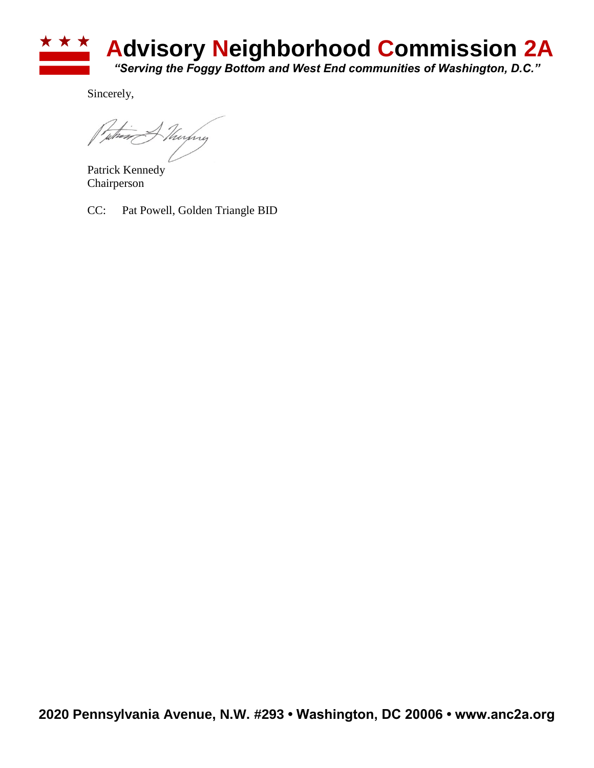Sincerely,

Patrick Kennedy
Chairperson

CC: Pat Powell, Golden Triangle BID